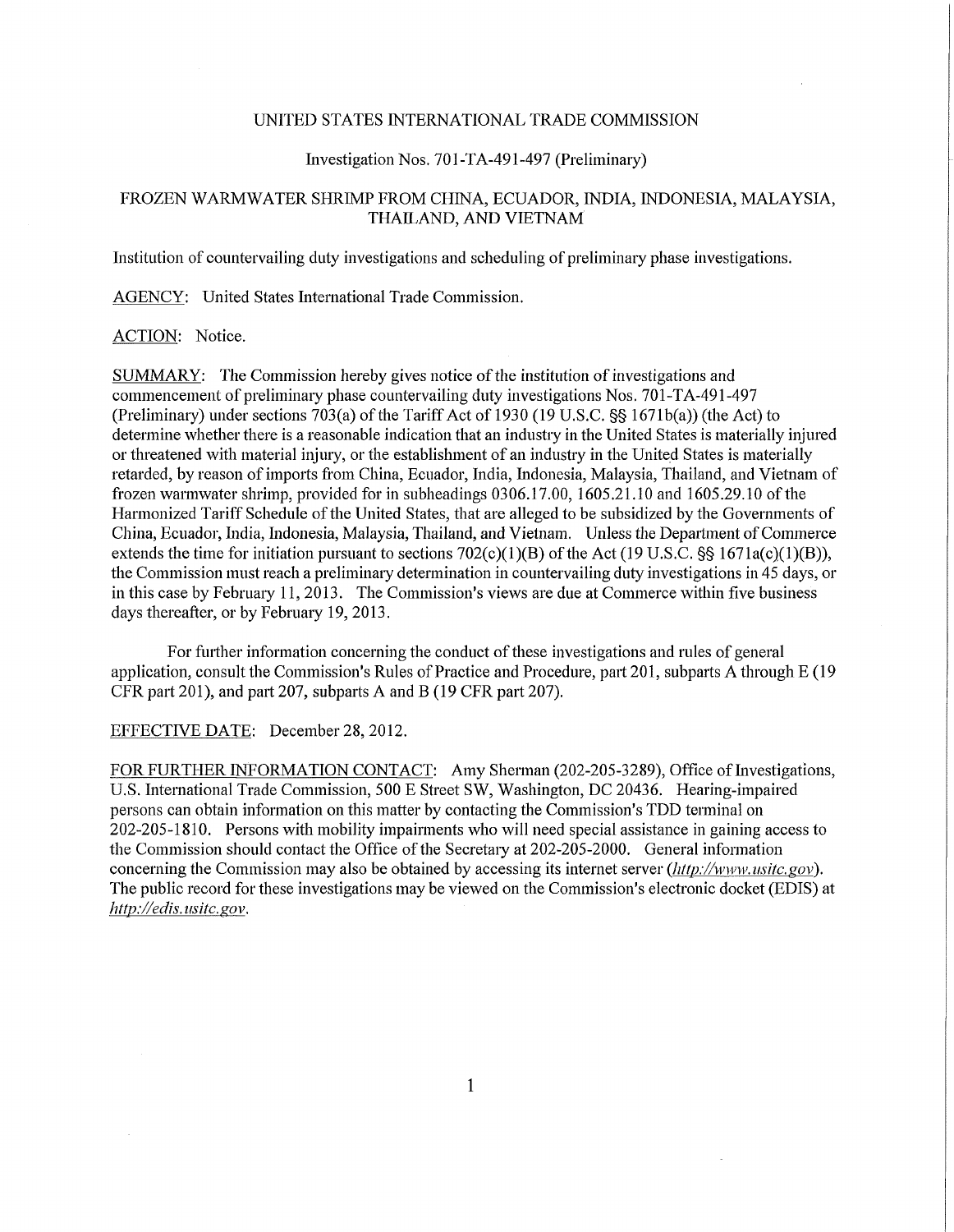UNITED STATES INTERNATIONAL TRADE COMMISSION

Investigation Nos. 701-TA-491-497 (Preliminary)

FROZEN WARMWATER SHRIMP FROM CHINA, ECUADOR, INDIA, INDONESIA, MALAYSIA, THAILAND, AND VIETNAM

Institution of countervailing duty investigations and scheduling of preliminary phase investigations.

AGENCY: United States International Trade Commission.

ACTION: Notice.

SUMMARY: The Commission hereby gives notice of the institution of investigations and commencement of preliminary phase countervailing duty investigations Nos. 701-TA-491-497 (Preliminary) under sections 703(a) of the Tariff Act of 1930 (19 U.S.C. §§ 1671b(a)) (the Act) to determine whether there is a reasonable indication that an industry in the United States is materially injured or threatened with material injury, or the establishment of an industry in the United States is materially retarded, by reason of imports from China, Ecuador, India, Indonesia, Malaysia, Thailand, and Vietnam of frozen warmwater shrimp, provided for in subheadings 0306.17.00, 1605.21.10 and 1605.29.10 of the Harmonized Tariff Schedule of the United States, that are alleged to be subsidized by the Governments of China, Ecuador, India, Indonesia, Malaysia, Thailand, and Vietnam. Unless the Department of Commerce extends the time for initiation pursuant to sections 702(c)(1)(B) of the Act (19 U.S.C. §§ 1671a(c)(1)(B)), the Commission must reach a preliminary determination in countervailing duty investigations in 45 days, or in this case by February 11, 2013. The Commission's views are due at Commerce within five business days thereafter, or by February 19, 2013.

For further information concerning the conduct of these investigations and rules of general application, consult the Commission's Rules of Practice and Procedure, part 201, subparts A through E (19 CFR part 201), and part 207, subparts A and B (19 CFR part 207).

EFFECTIVE DATE: December 28, 2012.

FOR FURTHER INFORMATION CONTACT: Amy Sherman (202-205-3289), Office of Investigations, U.S. International Trade Commission, 500 E Street SW, Washington, DC 20436. Hearing-impaired persons can obtain information on this matter by contacting the Commission's TDD terminal on 202-205-1810. Persons with mobility impairments who will need special assistance in gaining access to the Commission should contact the Office of the Secretary at 202-205-2000. General information concerning the Commission may also be obtained by accessing its internet server (*http://www.usitc.gov*). The public record for these investigations may be viewed on the Commission's electronic docket (EDIS) at *http://edis.usitc.gov*.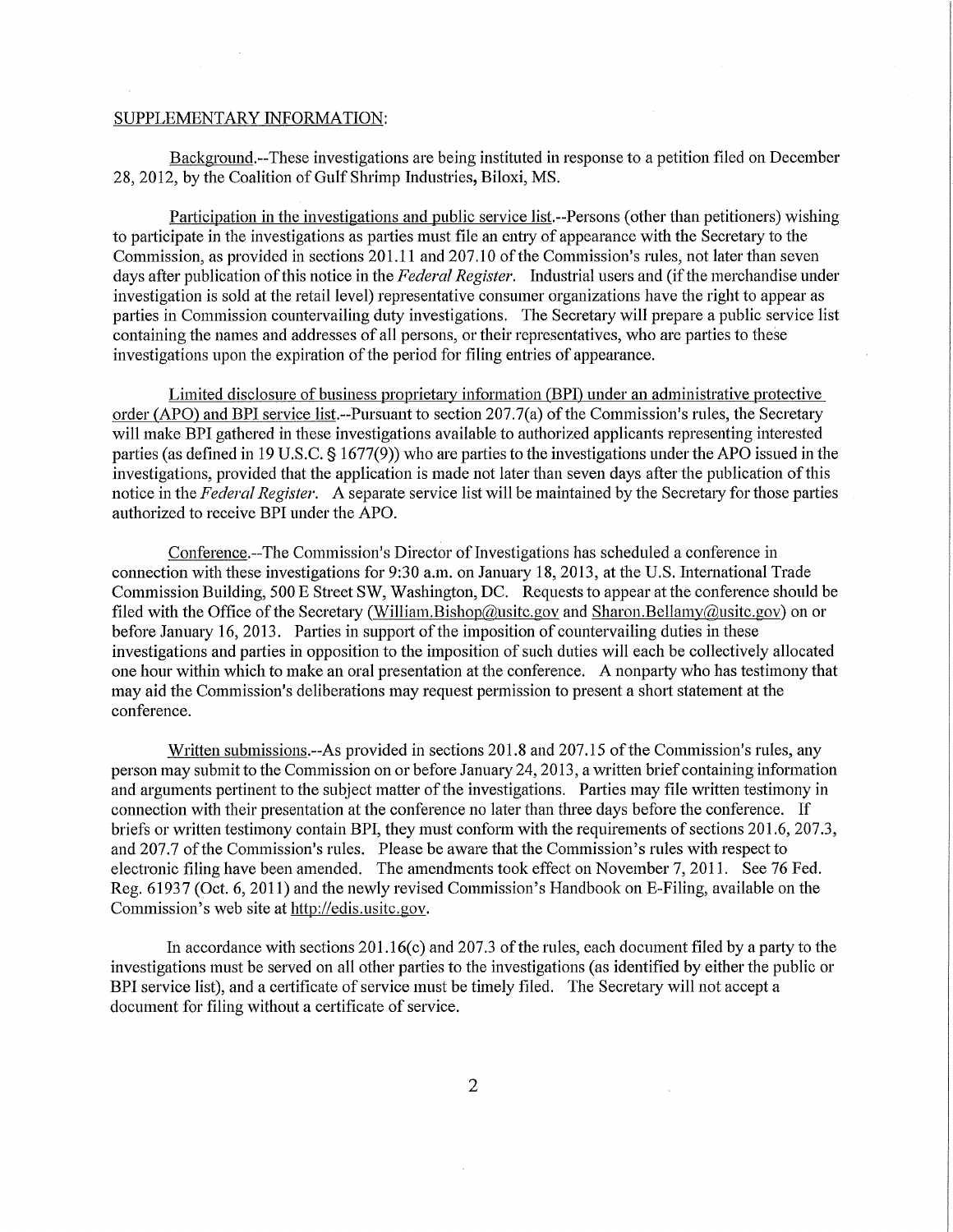SUPPLEMENTARY INFORMATION:

Background.--These investigations are being instituted in response to a petition filed on December 28, 2012, by the Coalition of Gulf Shrimp Industries, Biloxi, MS.

Participation in the investigations and public service list.--Persons (other than petitioners) wishing to participate in the investigations as parties must file an entry of appearance with the Secretary to the Commission, as provided in sections 201.11 and 207.10 of the Commission's rules, not later than seven days after publication of this notice in the *Federal Register*. Industrial users and (if the merchandise under investigation is sold at the retail level) representative consumer organizations have the right to appear as parties in Commission countervailing duty investigations. The Secretary will prepare a public service list containing the names and addresses of all persons, or their representatives, who are parties to these investigations upon the expiration of the period for filing entries of appearance.

Limited disclosure of business proprietary information (BPI) under an administrative protective order (APO) and BPI service list.--Pursuant to section 207.7(a) of the Commission's rules, the Secretary will make BPI gathered in these investigations available to authorized applicants representing interested parties (as defined in 19 U.S.C. § 1677(9)) who are parties to the investigations under the APO issued in the investigations, provided that the application is made not later than seven days after the publication of this notice in the *Federal Register*. A separate service list will be maintained by the Secretary for those parties authorized to receive BPI under the APO.

Conference.--The Commission's Director of Investigations has scheduled a conference in connection with these investigations for 9:30 a.m. on January 18, 2013, at the U.S. International Trade Commission Building, 500 E Street SW, Washington, DC. Requests to appear at the conference should be filed with the Office of the Secretary (William.Bishop@usitc.gov and Sharon.Bellamy@usitc.gov) on or before January 16, 2013. Parties in support of the imposition of countervailing duties in these investigations and parties in opposition to the imposition of such duties will each be collectively allocated one hour within which to make an oral presentation at the conference. A nonparty who has testimony that may aid the Commission's deliberations may request permission to present a short statement at the conference.

Written submissions.--As provided in sections 201.8 and 207.15 of the Commission's rules, any person may submit to the Commission on or before January 24, 2013, a written brief containing information and arguments pertinent to the subject matter of the investigations. Parties may file written testimony in connection with their presentation at the conference no later than three days before the conference. If briefs or written testimony contain BPI, they must conform with the requirements of sections 201.6, 207.3, and 207.7 of the Commission's rules. Please be aware that the Commission's rules with respect to electronic filing have been amended. The amendments took effect on November 7, 2011. See 76 Fed. Reg. 61937 (Oct. 6, 2011) and the newly revised Commission's Handbook on E-Filing, available on the Commission's web site at http://edis.usitc.gov.

In accordance with sections 201.16(c) and 207.3 of the rules, each document filed by a party to the investigations must be served on all other parties to the investigations (as identified by either the public or BPI service list), and a certificate of service must be timely filed. The Secretary will not accept a document for filing without a certificate of service.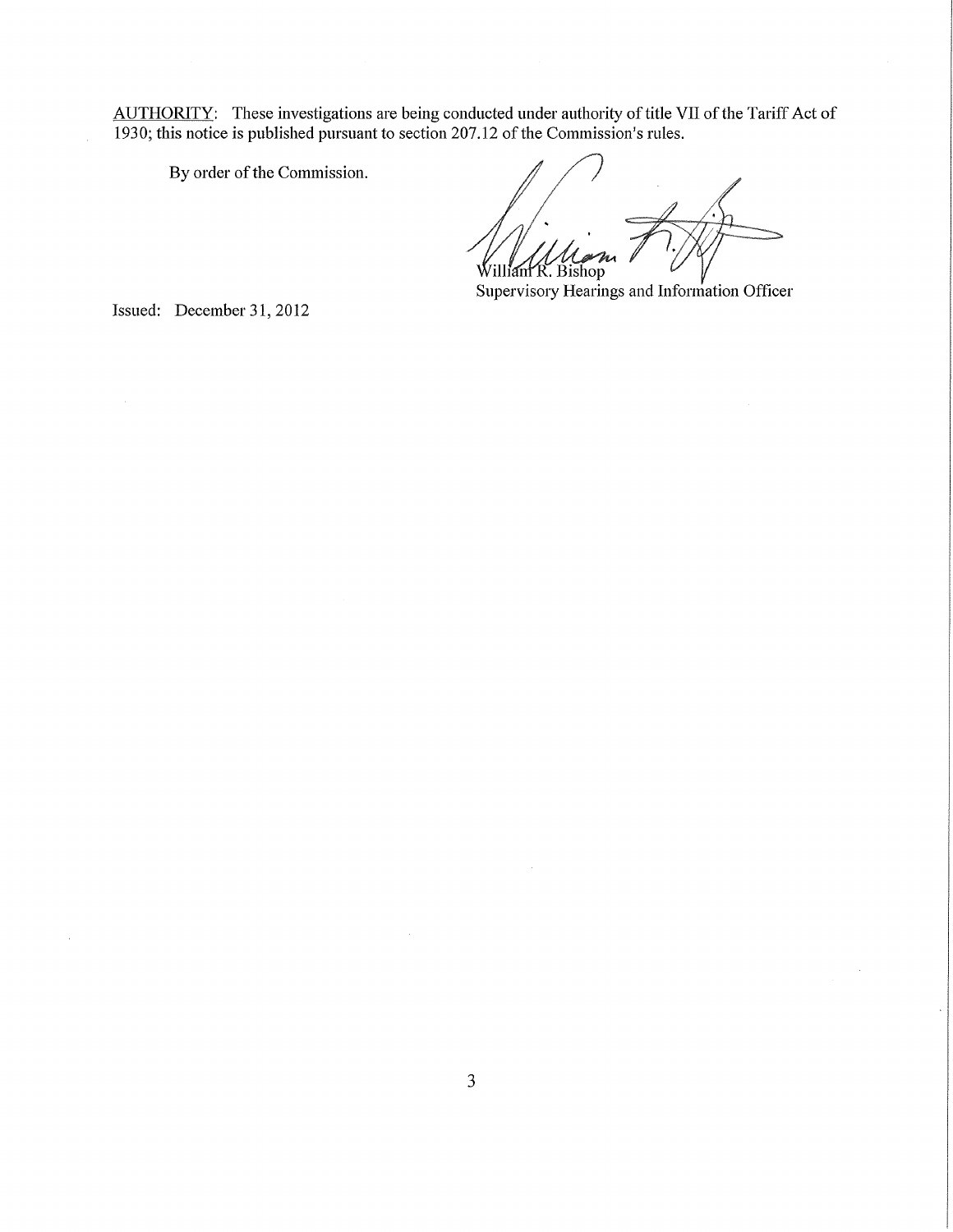<u>AUTHORITY</u>: These investigations are being conducted under authority of title VII of the Tariff Act of 1930; this notice is published pursuant to section 207.12 of the Commission's rules.

By order of the Commission.

William R. Bishop
Supervisory Hearings and Information Officer

Issued: December 31, 2012